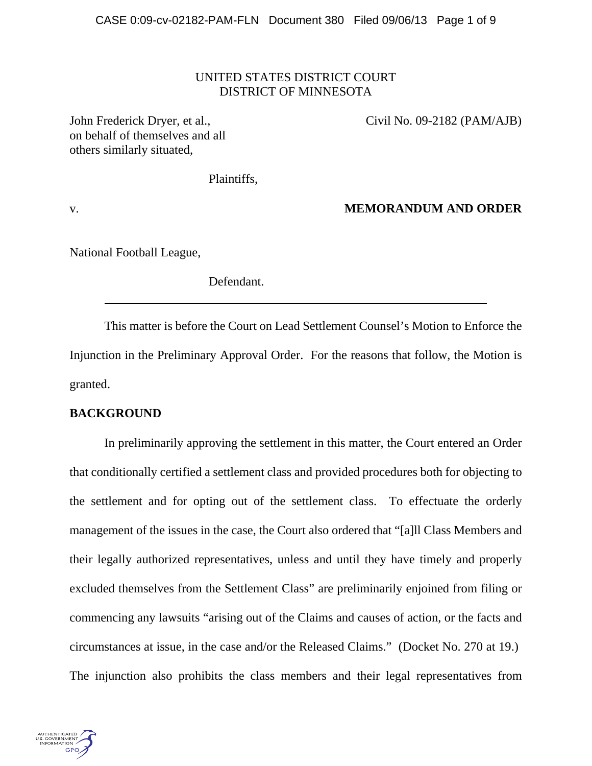UNITED STATES DISTRICT COURT
DISTRICT OF MINNESOTA

John Frederick Dryer, et al., on behalf of themselves and all others similarly situated,

Plaintiffs,

Civil No. 09-2182 (PAM/AJB)

v.

**MEMORANDUM AND ORDER**

National Football League,

Defendant.

---

This matter is before the Court on Lead Settlement Counsel's Motion to Enforce the Injunction in the Preliminary Approval Order. For the reasons that follow, the Motion is granted.

**BACKGROUND**

In preliminarily approving the settlement in this matter, the Court entered an Order that conditionally certified a settlement class and provided procedures both for objecting to the settlement and for opting out of the settlement class. To effectuate the orderly management of the issues in the case, the Court also ordered that "[a]ll Class Members and their legally authorized representatives, unless and until they have timely and properly excluded themselves from the Settlement Class" are preliminarily enjoined from filing or commencing any lawsuits "arising out of the Claims and causes of action, or the facts and circumstances at issue, in the case and/or the Released Claims." (Docket No. 270 at 19.) The injunction also prohibits the class members and their legal representatives from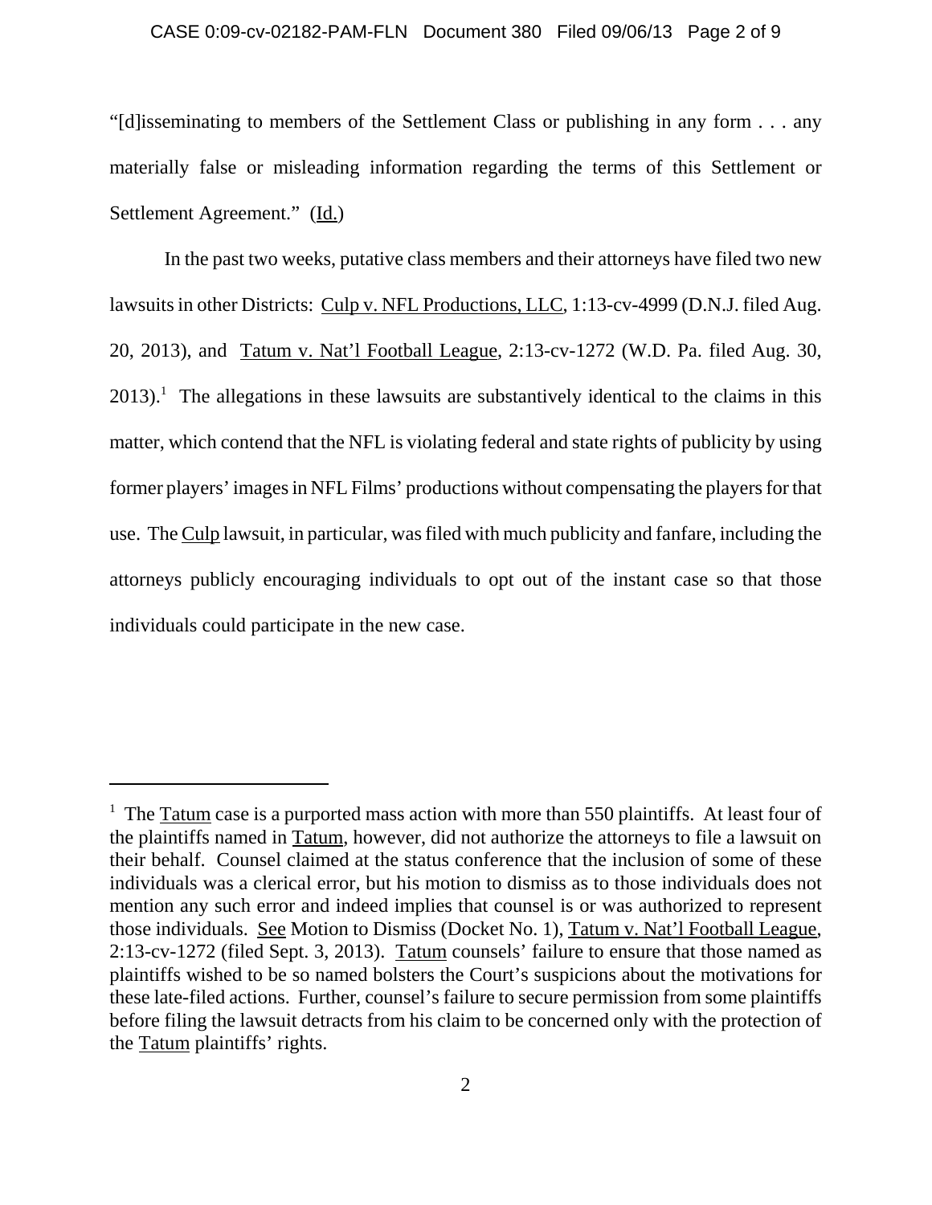"[d]isseminating to members of the Settlement Class or publishing in any form . . . any materially false or misleading information regarding the terms of this Settlement or Settlement Agreement." (Id.)

In the past two weeks, putative class members and their attorneys have filed two new lawsuits in other Districts: Culp v. NFL Productions, LLC, 1:13-cv-4999 (D.N.J. filed Aug. 20, 2013), and Tatum v. Nat'l Football League, 2:13-cv-1272 (W.D. Pa. filed Aug. 30, 2013).[1] The allegations in these lawsuits are substantively identical to the claims in this matter, which contend that the NFL is violating federal and state rights of publicity by using former players' images in NFL Films' productions without compensating the players for that use. The Culp lawsuit, in particular, was filed with much publicity and fanfare, including the attorneys publicly encouraging individuals to opt out of the instant case so that those individuals could participate in the new case.

---

[1] The Tatum case is a purported mass action with more than 550 plaintiffs. At least four of the plaintiffs named in Tatum, however, did not authorize the attorneys to file a lawsuit on their behalf. Counsel claimed at the status conference that the inclusion of some of these individuals was a clerical error, but his motion to dismiss as to those individuals does not mention any such error and indeed implies that counsel is or was authorized to represent those individuals. See Motion to Dismiss (Docket No. 1), Tatum v. Nat'l Football League, 2:13-cv-1272 (filed Sept. 3, 2013). Tatum counsels' failure to ensure that those named as plaintiffs wished to be so named bolsters the Court's suspicions about the motivations for these late-filed actions. Further, counsel's failure to secure permission from some plaintiffs before filing the lawsuit detracts from his claim to be concerned only with the protection of the Tatum plaintiffs' rights.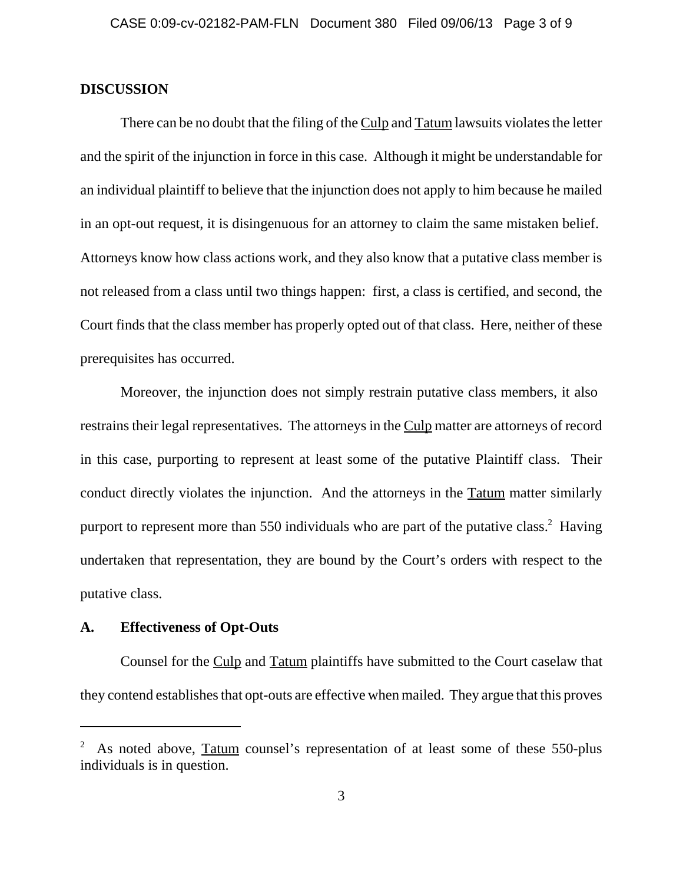## DISCUSSION

There can be no doubt that the filing of the Culp and Tatum lawsuits violates the letter and the spirit of the injunction in force in this case. Although it might be understandable for an individual plaintiff to believe that the injunction does not apply to him because he mailed in an opt-out request, it is disingenuous for an attorney to claim the same mistaken belief. Attorneys know how class actions work, and they also know that a putative class member is not released from a class until two things happen: first, a class is certified, and second, the Court finds that the class member has properly opted out of that class. Here, neither of these prerequisites has occurred.

Moreover, the injunction does not simply restrain putative class members, it also restrains their legal representatives. The attorneys in the Culp matter are attorneys of record in this case, purporting to represent at least some of the putative Plaintiff class. Their conduct directly violates the injunction. And the attorneys in the Tatum matter similarly purport to represent more than 550 individuals who are part of the putative class.[2] Having undertaken that representation, they are bound by the Court's orders with respect to the putative class.

### A. Effectiveness of Opt-Outs

Counsel for the Culp and Tatum plaintiffs have submitted to the Court caselaw that they contend establishes that opt-outs are effective when mailed. They argue that this proves

[2] As noted above, Tatum counsel's representation of at least some of these 550-plus individuals is in question.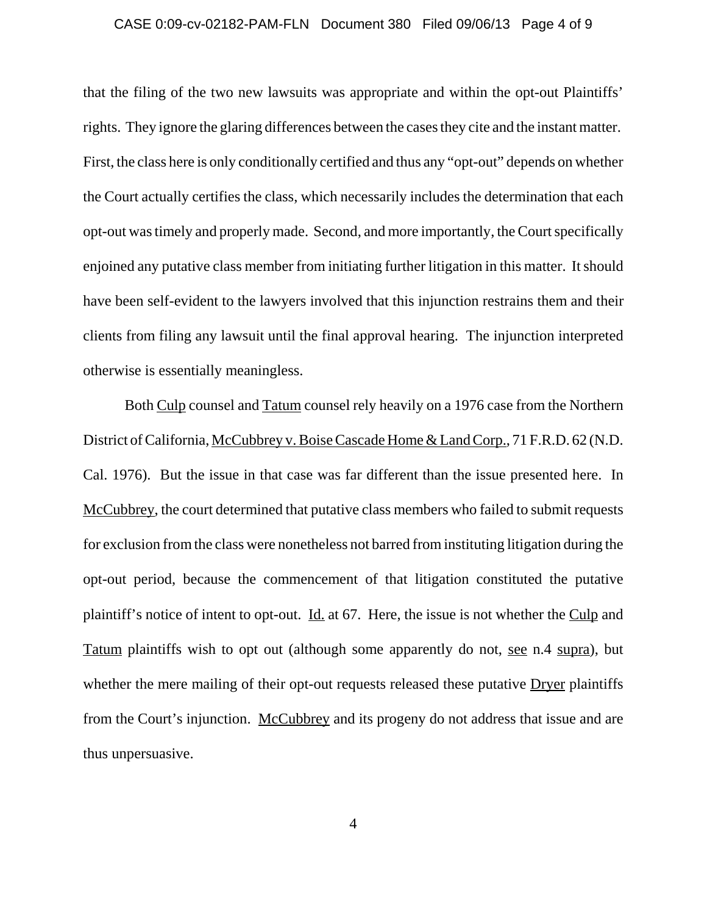that the filing of the two new lawsuits was appropriate and within the opt-out Plaintiffs' rights. They ignore the glaring differences between the cases they cite and the instant matter. First, the class here is only conditionally certified and thus any "opt-out" depends on whether the Court actually certifies the class, which necessarily includes the determination that each opt-out was timely and properly made. Second, and more importantly, the Court specifically enjoined any putative class member from initiating further litigation in this matter. It should have been self-evident to the lawyers involved that this injunction restrains them and their clients from filing any lawsuit until the final approval hearing. The injunction interpreted otherwise is essentially meaningless.

Both Culp counsel and Tatum counsel rely heavily on a 1976 case from the Northern District of California, McCubbrey v. Boise Cascade Home & Land Corp., 71 F.R.D. 62 (N.D. Cal. 1976). But the issue in that case was far different than the issue presented here. In McCubbrey, the court determined that putative class members who failed to submit requests for exclusion from the class were nonetheless not barred from instituting litigation during the opt-out period, because the commencement of that litigation constituted the putative plaintiff's notice of intent to opt-out. Id. at 67. Here, the issue is not whether the Culp and Tatum plaintiffs wish to opt out (although some apparently do not, see n.4 supra), but whether the mere mailing of their opt-out requests released these putative Dryer plaintiffs from the Court's injunction. McCubbrey and its progeny do not address that issue and are thus unpersuasive.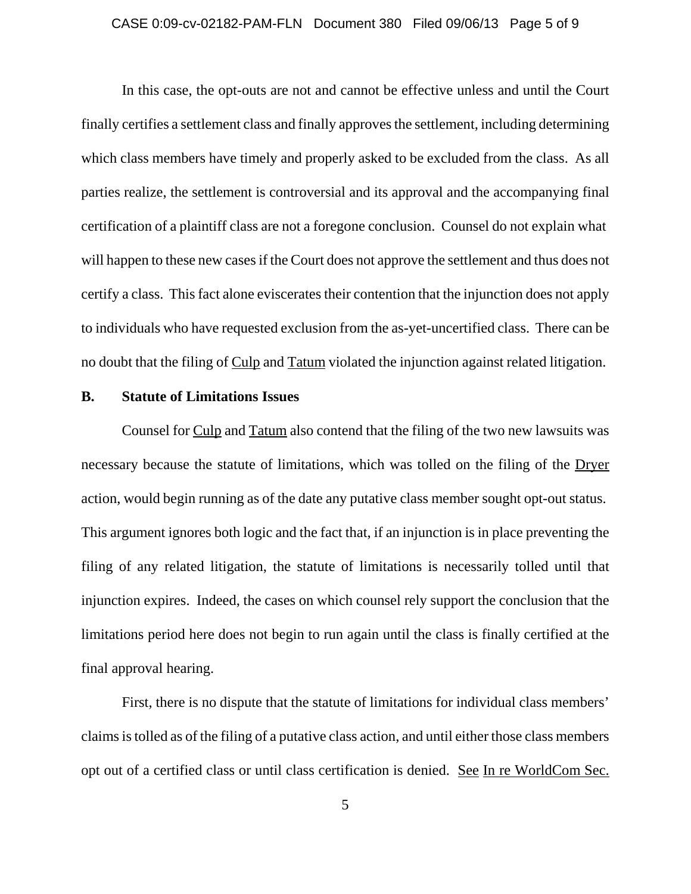In this case, the opt-outs are not and cannot be effective unless and until the Court finally certifies a settlement class and finally approves the settlement, including determining which class members have timely and properly asked to be excluded from the class. As all parties realize, the settlement is controversial and its approval and the accompanying final certification of a plaintiff class are not a foregone conclusion. Counsel do not explain what will happen to these new cases if the Court does not approve the settlement and thus does not certify a class. This fact alone eviscerates their contention that the injunction does not apply to individuals who have requested exclusion from the as-yet-uncertified class. There can be no doubt that the filing of Culp and Tatum violated the injunction against related litigation.

**B. Statute of Limitations Issues**

Counsel for Culp and Tatum also contend that the filing of the two new lawsuits was necessary because the statute of limitations, which was tolled on the filing of the Dryer action, would begin running as of the date any putative class member sought opt-out status. This argument ignores both logic and the fact that, if an injunction is in place preventing the filing of any related litigation, the statute of limitations is necessarily tolled until that injunction expires. Indeed, the cases on which counsel rely support the conclusion that the limitations period here does not begin to run again until the class is finally certified at the final approval hearing.

First, there is no dispute that the statute of limitations for individual class members' claims is tolled as of the filing of a putative class action, and until either those class members opt out of a certified class or until class certification is denied. See In re WorldCom Sec.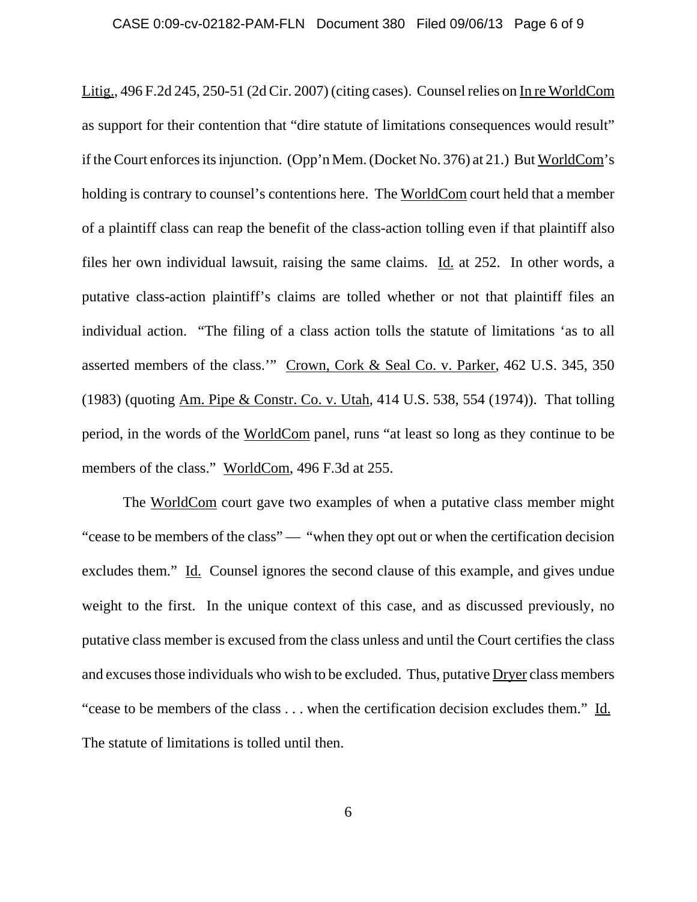Litig., 496 F.2d 245, 250-51 (2d Cir. 2007) (citing cases). Counsel relies on In re WorldCom as support for their contention that "dire statute of limitations consequences would result" if the Court enforces its injunction. (Opp'n Mem. (Docket No. 376) at 21.) But WorldCom's holding is contrary to counsel's contentions here. The WorldCom court held that a member of a plaintiff class can reap the benefit of the class-action tolling even if that plaintiff also files her own individual lawsuit, raising the same claims. Id. at 252. In other words, a putative class-action plaintiff's claims are tolled whether or not that plaintiff files an individual action. "The filing of a class action tolls the statute of limitations 'as to all asserted members of the class.'" Crown, Cork & Seal Co. v. Parker, 462 U.S. 345, 350 (1983) (quoting Am. Pipe & Constr. Co. v. Utah, 414 U.S. 538, 554 (1974)). That tolling period, in the words of the WorldCom panel, runs "at least so long as they continue to be members of the class." WorldCom, 496 F.3d at 255.

The WorldCom court gave two examples of when a putative class member might "cease to be members of the class" — "when they opt out or when the certification decision excludes them." Id. Counsel ignores the second clause of this example, and gives undue weight to the first. In the unique context of this case, and as discussed previously, no putative class member is excused from the class unless and until the Court certifies the class and excuses those individuals who wish to be excluded. Thus, putative Dryer class members "cease to be members of the class . . . when the certification decision excludes them." Id. The statute of limitations is tolled until then.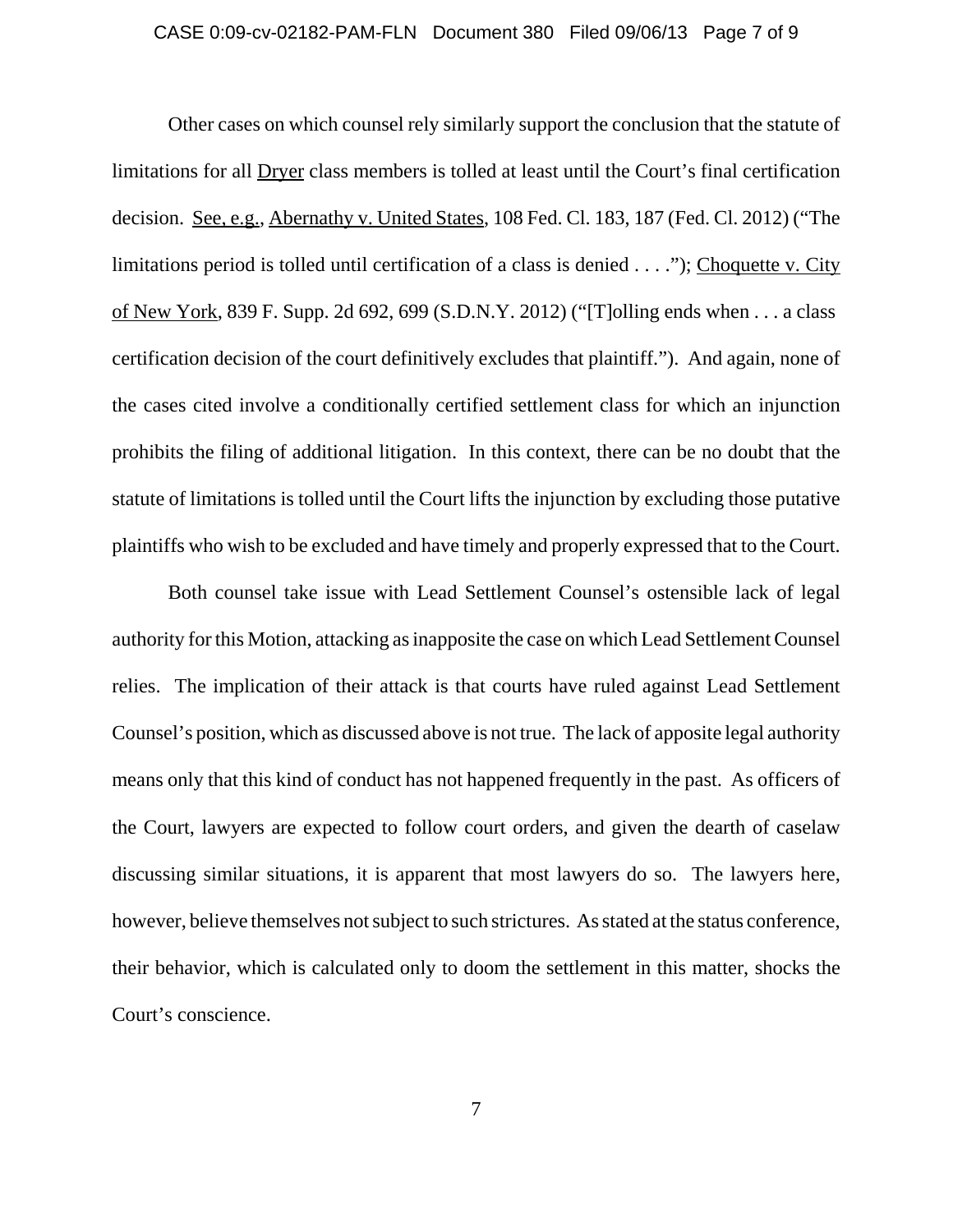Other cases on which counsel rely similarly support the conclusion that the statute of limitations for all Dryer class members is tolled at least until the Court's final certification decision. See, e.g., Abernathy v. United States, 108 Fed. Cl. 183, 187 (Fed. Cl. 2012) ("The limitations period is tolled until certification of a class is denied . . . ."); Choquette v. City of New York, 839 F. Supp. 2d 692, 699 (S.D.N.Y. 2012) ("[T]olling ends when . . . a class certification decision of the court definitively excludes that plaintiff."). And again, none of the cases cited involve a conditionally certified settlement class for which an injunction prohibits the filing of additional litigation. In this context, there can be no doubt that the statute of limitations is tolled until the Court lifts the injunction by excluding those putative plaintiffs who wish to be excluded and have timely and properly expressed that to the Court.

Both counsel take issue with Lead Settlement Counsel's ostensible lack of legal authority for this Motion, attacking as inapposite the case on which Lead Settlement Counsel relies. The implication of their attack is that courts have ruled against Lead Settlement Counsel's position, which as discussed above is not true. The lack of apposite legal authority means only that this kind of conduct has not happened frequently in the past. As officers of the Court, lawyers are expected to follow court orders, and given the dearth of caselaw discussing similar situations, it is apparent that most lawyers do so. The lawyers here, however, believe themselves not subject to such strictures. As stated at the status conference, their behavior, which is calculated only to doom the settlement in this matter, shocks the Court's conscience.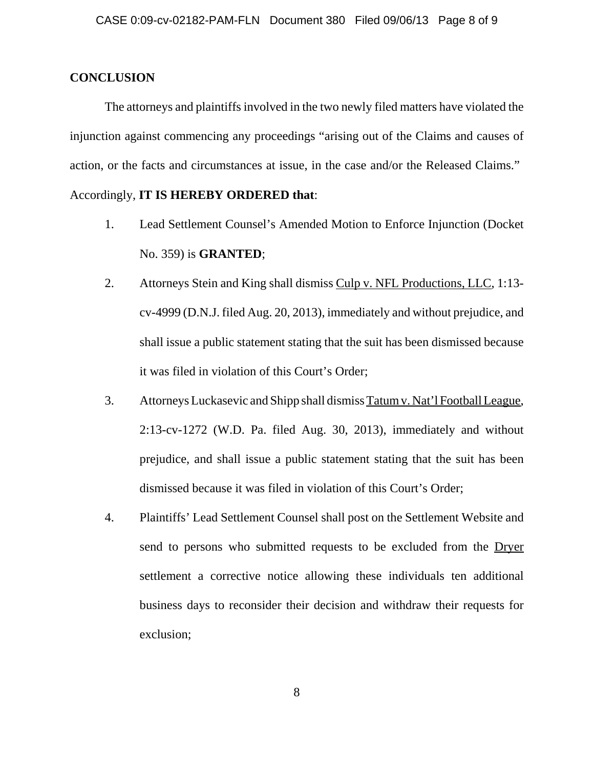## CONCLUSION

The attorneys and plaintiffs involved in the two newly filed matters have violated the injunction against commencing any proceedings "arising out of the Claims and causes of action, or the facts and circumstances at issue, in the case and/or the Released Claims." Accordingly, **IT IS HEREBY ORDERED that**:

1. Lead Settlement Counsel's Amended Motion to Enforce Injunction (Docket No. 359) is **GRANTED**;
2. Attorneys Stein and King shall dismiss Culp v. NFL Productions, LLC, 1:13-cv-4999 (D.N.J. filed Aug. 20, 2013), immediately and without prejudice, and shall issue a public statement stating that the suit has been dismissed because it was filed in violation of this Court's Order;
3. Attorneys Luckasevic and Shipp shall dismiss Tatum v. Nat'l Football League, 2:13-cv-1272 (W.D. Pa. filed Aug. 30, 2013), immediately and without prejudice, and shall issue a public statement stating that the suit has been dismissed because it was filed in violation of this Court's Order;
4. Plaintiffs' Lead Settlement Counsel shall post on the Settlement Website and send to persons who submitted requests to be excluded from the Dryer settlement a corrective notice allowing these individuals ten additional business days to reconsider their decision and withdraw their requests for exclusion;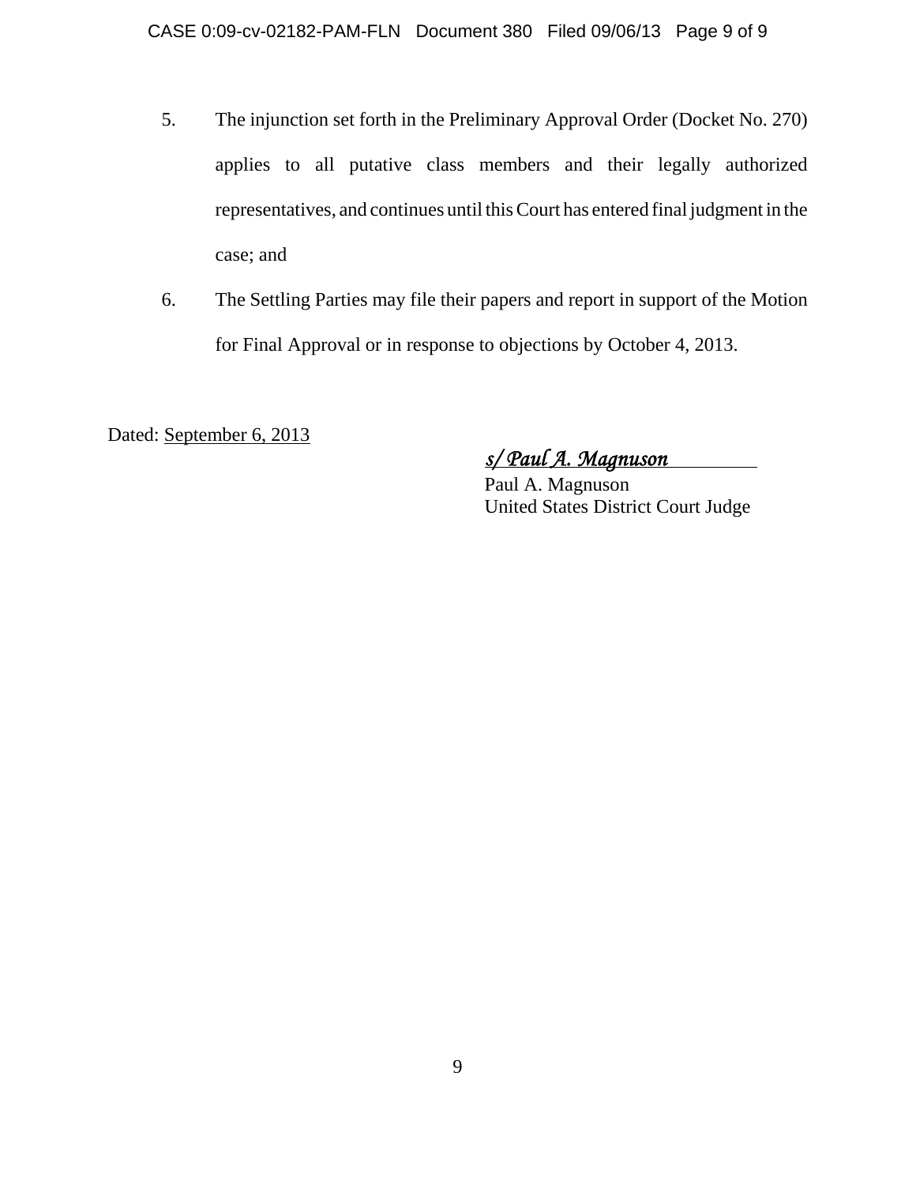5. The injunction set forth in the Preliminary Approval Order (Docket No. 270) applies to all putative class members and their legally authorized representatives, and continues until this Court has entered final judgment in the case; and

6. The Settling Parties may file their papers and report in support of the Motion for Final Approval or in response to objections by October 4, 2013.

Dated: September 6, 2013

*s/ Paul A. Magnuson*
Paul A. Magnuson
United States District Court Judge